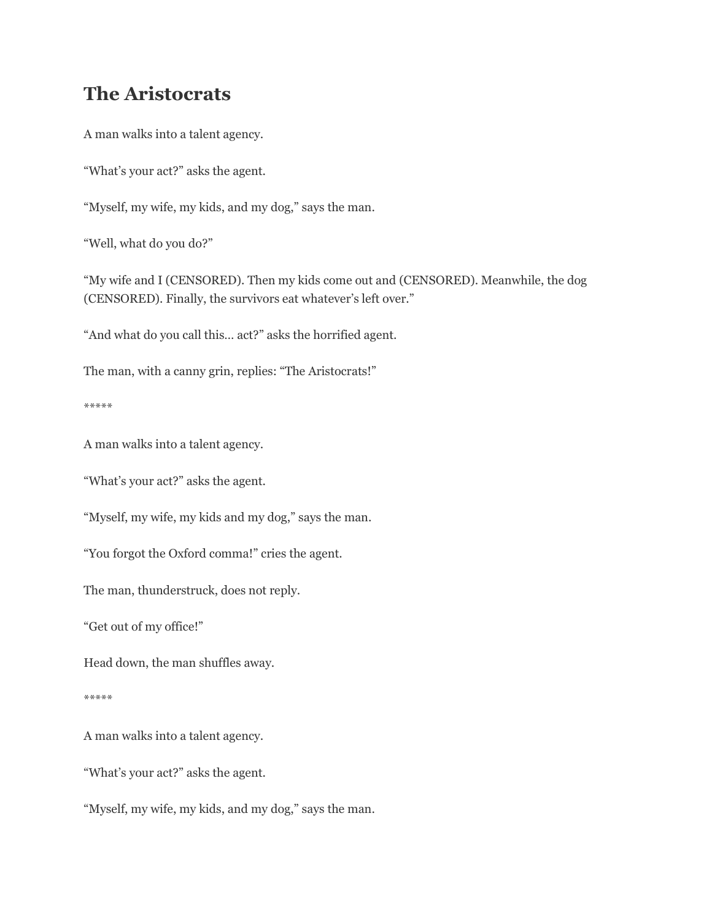# The Aristocrats

A man walks into a talent agency.

"What's your act?" asks the agent.

"Myself, my wife, my kids, and my dog," says the man.

"Well, what do you do?"

"My wife and I (CENSORED). Then my kids come out and (CENSORED). Meanwhile, the dog (CENSORED). Finally, the survivors eat whatever's left over."

"And what do you call this… act?" asks the horrified agent.

The man, with a canny grin, replies: "The Aristocrats!"

*****

A man walks into a talent agency.

"What's your act?" asks the agent.

"Myself, my wife, my kids and my dog," says the man.

"You forgot the Oxford comma!" cries the agent.

The man, thunderstruck, does not reply.

"Get out of my office!"

Head down, the man shuffles away.

*****

A man walks into a talent agency.

"What's your act?" asks the agent.

"Myself, my wife, my kids, and my dog," says the man.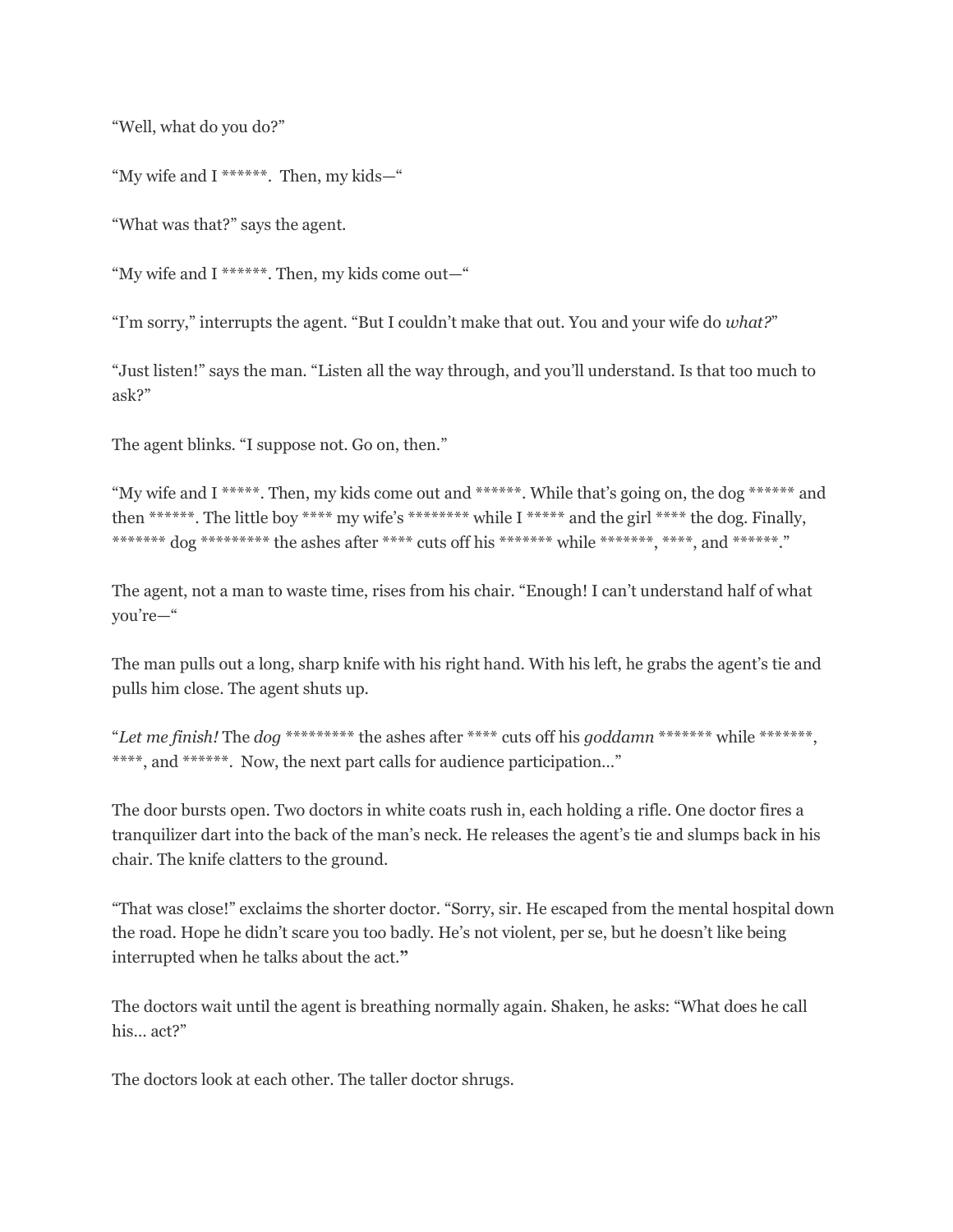"Well, what do you do?"

"My wife and I ******.  Then, my kids—"

"What was that?" says the agent.

"My wife and I ******. Then, my kids come out—"

"I'm sorry," interrupts the agent. "But I couldn't make that out. You and your wife do *what?*"

"Just listen!" says the man. "Listen all the way through, and you'll understand. Is that too much to ask?"

The agent blinks. "I suppose not. Go on, then."

"My wife and I *****. Then, my kids come out and ******. While that's going on, the dog ****** and then ******. The little boy **** my wife's ******** while I ***** and the girl **** the dog. Finally, ******* dog ********* the ashes after **** cuts off his ******* while *******, ****, and ******."

The agent, not a man to waste time, rises from his chair. "Enough! I can't understand half of what you're—"

The man pulls out a long, sharp knife with his right hand. With his left, he grabs the agent's tie and pulls him close. The agent shuts up.

"*Let me finish!* The *dog* ********* the ashes after **** cuts off his *goddamn* ******* while *******, ****, and ******.  Now, the next part calls for audience participation…"

The door bursts open. Two doctors in white coats rush in, each holding a rifle. One doctor fires a tranquilizer dart into the back of the man's neck. He releases the agent's tie and slumps back in his chair. The knife clatters to the ground.

"That was close!" exclaims the shorter doctor. "Sorry, sir. He escaped from the mental hospital down the road. Hope he didn't scare you too badly. He's not violent, per se, but he doesn't like being interrupted when he talks about the act."

The doctors wait until the agent is breathing normally again. Shaken, he asks: "What does he call his… act?"

The doctors look at each other. The taller doctor shrugs.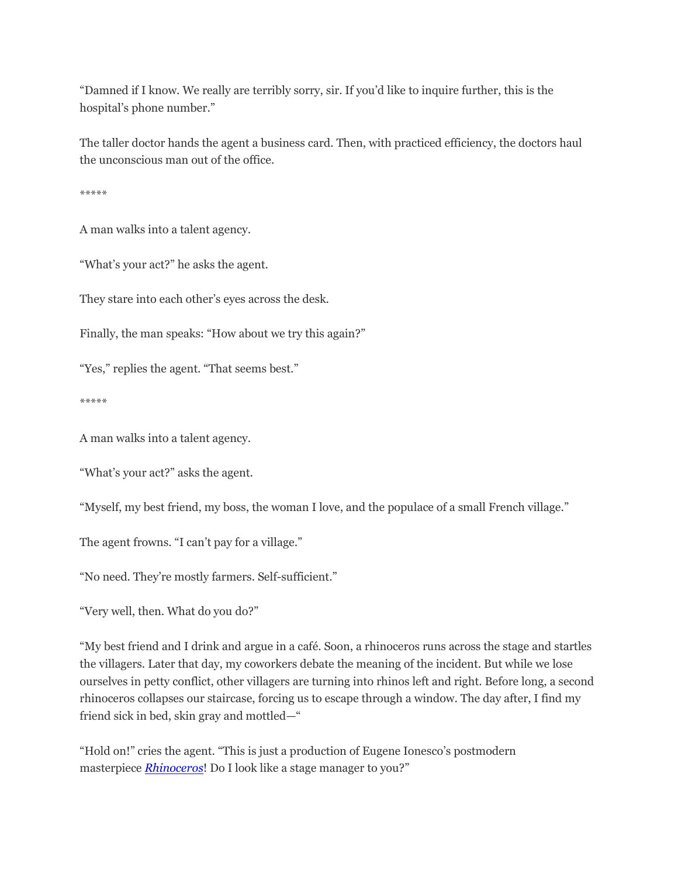"Damned if I know. We really are terribly sorry, sir. If you'd like to inquire further, this is the hospital's phone number."

The taller doctor hands the agent a business card. Then, with practiced efficiency, the doctors haul the unconscious man out of the office.

*****

A man walks into a talent agency.

"What's your act?" he asks the agent.

They stare into each other's eyes across the desk.

Finally, the man speaks: "How about we try this again?"

"Yes," replies the agent. "That seems best."

*****

A man walks into a talent agency.

"What's your act?" asks the agent.

"Myself, my best friend, my boss, the woman I love, and the populace of a small French village."

The agent frowns. "I can't pay for a village."

"No need. They're mostly farmers. Self-sufficient."

"Very well, then. What do you do?"

"My best friend and I drink and argue in a café. Soon, a rhinoceros runs across the stage and startles the villagers. Later that day, my coworkers debate the meaning of the incident. But while we lose ourselves in petty conflict, other villagers are turning into rhinos left and right. Before long, a second rhinoceros collapses our staircase, forcing us to escape through a window. The day after, I find my friend sick in bed, skin gray and mottled—"

"Hold on!" cries the agent. "This is just a production of Eugene Ionesco's postmodern masterpiece *Rhinoceros*! Do I look like a stage manager to you?"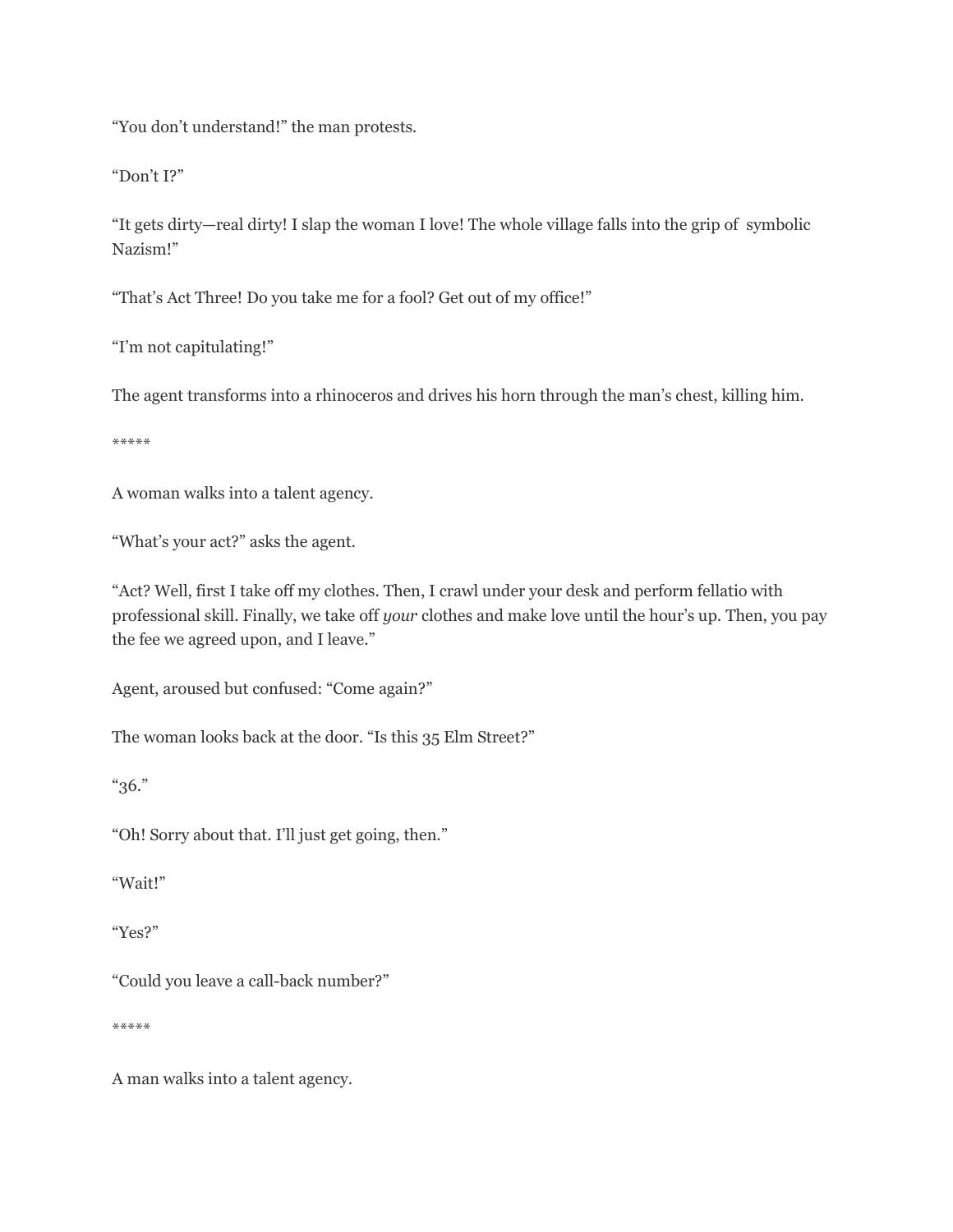"You don't understand!" the man protests.

"Don't I?"

"It gets dirty—real dirty! I slap the woman I love! The whole village falls into the grip of symbolic Nazism!"

"That's Act Three! Do you take me for a fool? Get out of my office!"

"I'm not capitulating!"

The agent transforms into a rhinoceros and drives his horn through the man's chest, killing him.

*****

A woman walks into a talent agency.

"What's your act?" asks the agent.

"Act? Well, first I take off my clothes. Then, I crawl under your desk and perform fellatio with professional skill. Finally, we take off *your* clothes and make love until the hour's up. Then, you pay the fee we agreed upon, and I leave."

Agent, aroused but confused: "Come again?"

The woman looks back at the door. "Is this 35 Elm Street?"

"36."

"Oh! Sorry about that. I'll just get going, then."

"Wait!"

"Yes?"

"Could you leave a call-back number?"

*****

A man walks into a talent agency.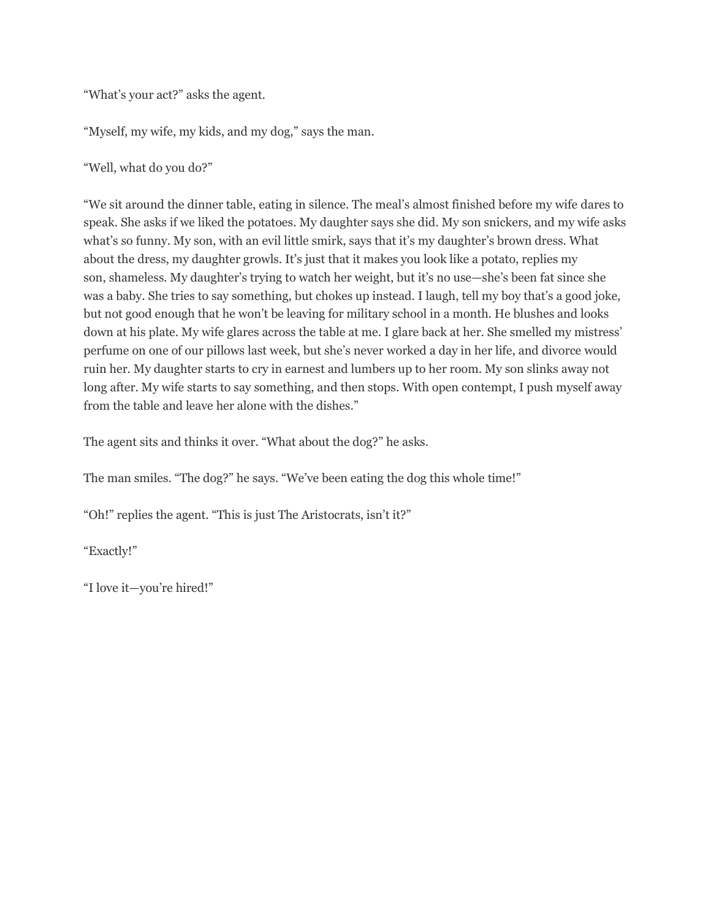“What’s your act?” asks the agent.

“Myself, my wife, my kids, and my dog,” says the man.

“Well, what do you do?”

“We sit around the dinner table, eating in silence. The meal’s almost finished before my wife dares to speak. She asks if we liked the potatoes. My daughter says she did. My son snickers, and my wife asks what’s so funny. My son, with an evil little smirk, says that it’s my daughter’s brown dress. What about the dress, my daughter growls. It’s just that it makes you look like a potato, replies my son, shameless. My daughter’s trying to watch her weight, but it’s no use—she’s been fat since she was a baby. She tries to say something, but chokes up instead. I laugh, tell my boy that’s a good joke, but not good enough that he won’t be leaving for military school in a month. He blushes and looks down at his plate. My wife glares across the table at me. I glare back at her. She smelled my mistress’ perfume on one of our pillows last week, but she’s never worked a day in her life, and divorce would ruin her. My daughter starts to cry in earnest and lumbers up to her room. My son slinks away not long after. My wife starts to say something, and then stops. With open contempt, I push myself away from the table and leave her alone with the dishes.”

The agent sits and thinks it over. “What about the dog?” he asks.

The man smiles. “The dog?” he says. “We’ve been eating the dog this whole time!”

“Oh!” replies the agent. “This is just The Aristocrats, isn’t it?”

“Exactly!”

“I love it—you’re hired!”